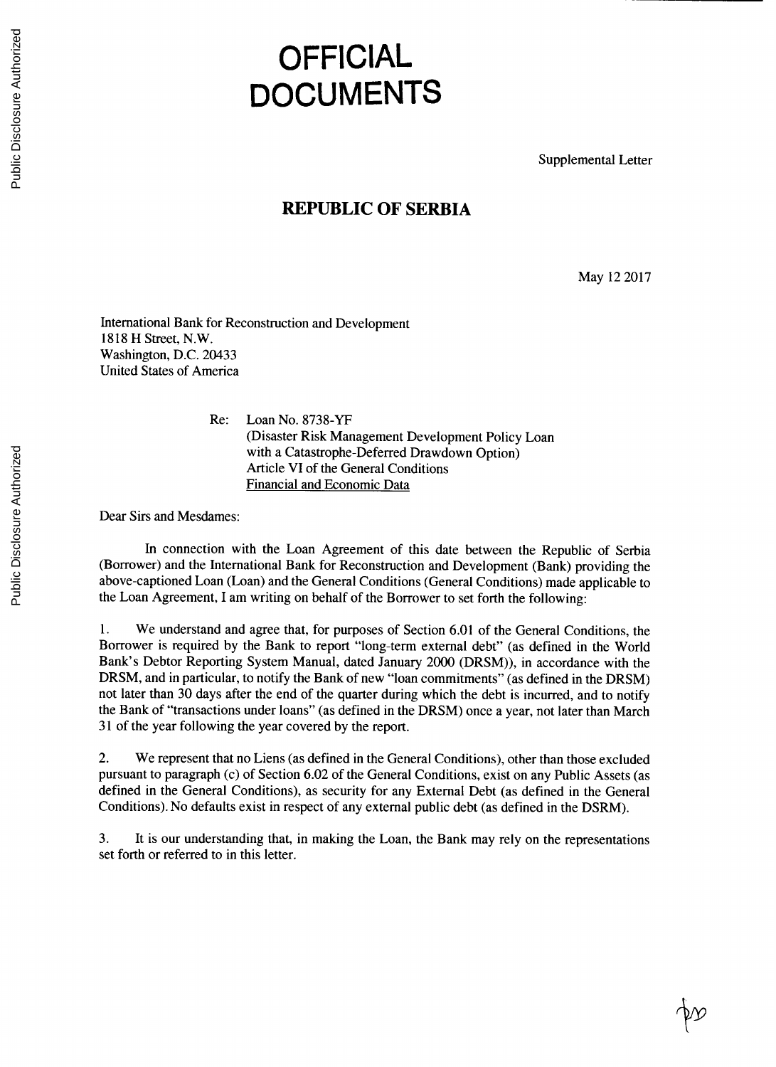# OFFICIAL DOCUMENTS

Supplemental Letter

## REPUBLIC OF SERBIA

May 12 2017

International Bank for Reconstruction and Development
1818 H Street, N.W.
Washington, D.C. 20433
United States of America

Re: Loan No. 8738-YF
(Disaster Risk Management Development Policy Loan with a Catastrophe-Deferred Drawdown Option)
Article VI of the General Conditions
Financial and Economic Data

Dear Sirs and Mesdames:

In connection with the Loan Agreement of this date between the Republic of Serbia (Borrower) and the International Bank for Reconstruction and Development (Bank) providing the above-captioned Loan (Loan) and the General Conditions (General Conditions) made applicable to the Loan Agreement, I am writing on behalf of the Borrower to set forth the following:

1. We understand and agree that, for purposes of Section 6.01 of the General Conditions, the Borrower is required by the Bank to report "long-term external debt" (as defined in the World Bank's Debtor Reporting System Manual, dated January 2000 (DRSM)), in accordance with the DRSM, and in particular, to notify the Bank of new "loan commitments" (as defined in the DRSM) not later than 30 days after the end of the quarter during which the debt is incurred, and to notify the Bank of "transactions under loans" (as defined in the DRSM) once a year, not later than March 31 of the year following the year covered by the report.

2. We represent that no Liens (as defined in the General Conditions), other than those excluded pursuant to paragraph (c) of Section 6.02 of the General Conditions, exist on any Public Assets (as defined in the General Conditions), as security for any External Debt (as defined in the General Conditions). No defaults exist in respect of any external public debt (as defined in the DSRM).

3. It is our understanding that, in making the Loan, the Bank may rely on the representations set forth or referred to in this letter.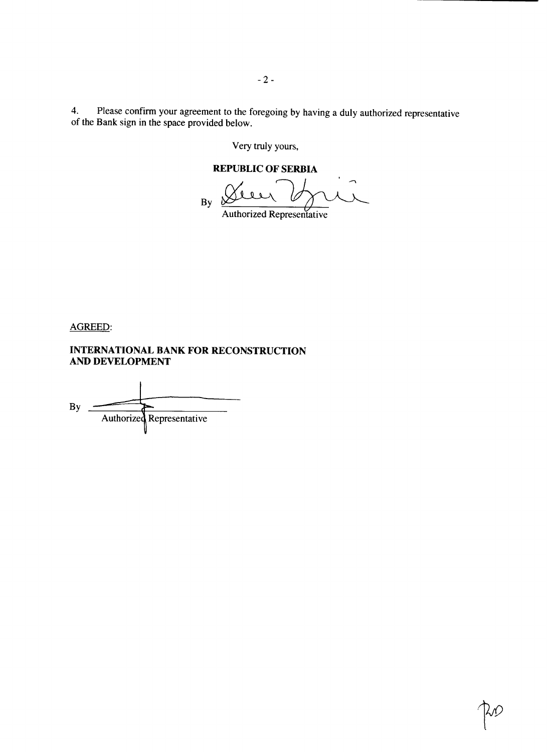4. Please confirm your agreement to the foregoing by having a duly authorized representative of the Bank sign in the space provided below.

Very truly yours,

**REPUBLIC OF SERBIA**

By ______________________
Authorized Representative

AGREED:

**INTERNATIONAL BANK FOR RECONSTRUCTION AND DEVELOPMENT**

By ______________________
Authorized Representative